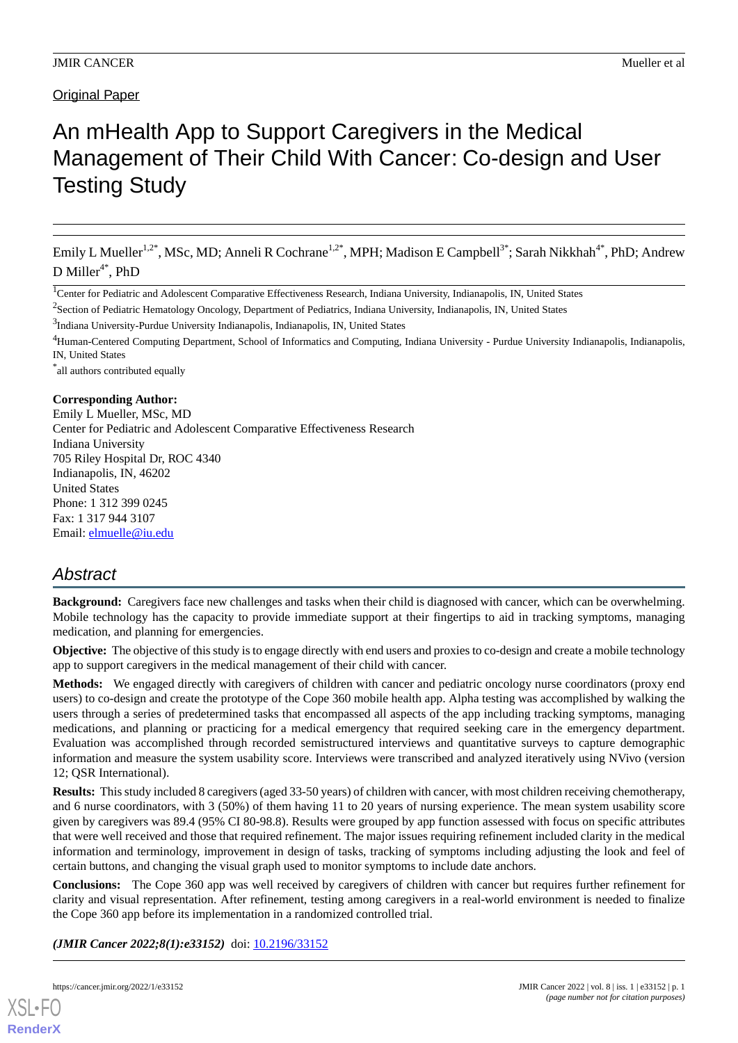Original Paper

# An mHealth App to Support Caregivers in the Medical Management of Their Child With Cancer: Co-design and User Testing Study

Emily L Mueller[1,2*], MSc, MD; Anneli R Cochrane[1,2*], MPH; Madison E Campbell[3*]; Sarah Nikkhah[4*], PhD; Andrew D Miller[4*], PhD

[1]Center for Pediatric and Adolescent Comparative Effectiveness Research, Indiana University, Indianapolis, IN, United States

[2]Section of Pediatric Hematology Oncology, Department of Pediatrics, Indiana University, Indianapolis, IN, United States

[3]Indiana University-Purdue University Indianapolis, Indianapolis, IN, United States

[4]Human-Centered Computing Department, School of Informatics and Computing, Indiana University - Purdue University Indianapolis, Indianapolis, IN, United States

[*]all authors contributed equally

**Corresponding Author:**
Emily L Mueller, MSc, MD
Center for Pediatric and Adolescent Comparative Effectiveness Research
Indiana University
705 Riley Hospital Dr, ROC 4340
Indianapolis, IN, 46202
United States
Phone: 1 312 399 0245
Fax: 1 317 944 3107
Email: elmuelle@iu.edu

## Abstract

**Background:** Caregivers face new challenges and tasks when their child is diagnosed with cancer, which can be overwhelming. Mobile technology has the capacity to provide immediate support at their fingertips to aid in tracking symptoms, managing medication, and planning for emergencies.

**Objective:** The objective of this study is to engage directly with end users and proxies to co-design and create a mobile technology app to support caregivers in the medical management of their child with cancer.

**Methods:** We engaged directly with caregivers of children with cancer and pediatric oncology nurse coordinators (proxy end users) to co-design and create the prototype of the Cope 360 mobile health app. Alpha testing was accomplished by walking the users through a series of predetermined tasks that encompassed all aspects of the app including tracking symptoms, managing medications, and planning or practicing for a medical emergency that required seeking care in the emergency department. Evaluation was accomplished through recorded semistructured interviews and quantitative surveys to capture demographic information and measure the system usability score. Interviews were transcribed and analyzed iteratively using NVivo (version 12; QSR International).

**Results:** This study included 8 caregivers (aged 33-50 years) of children with cancer, with most children receiving chemotherapy, and 6 nurse coordinators, with 3 (50%) of them having 11 to 20 years of nursing experience. The mean system usability score given by caregivers was 89.4 (95% CI 80-98.8). Results were grouped by app function assessed with focus on specific attributes that were well received and those that required refinement. The major issues requiring refinement included clarity in the medical information and terminology, improvement in design of tasks, tracking of symptoms including adjusting the look and feel of certain buttons, and changing the visual graph used to monitor symptoms to include date anchors.

**Conclusions:** The Cope 360 app was well received by caregivers of children with cancer but requires further refinement for clarity and visual representation. After refinement, testing among caregivers in a real-world environment is needed to finalize the Cope 360 app before its implementation in a randomized controlled trial.

***(JMIR Cancer 2022;8(1):e33152)*** doi: 10.2196/33152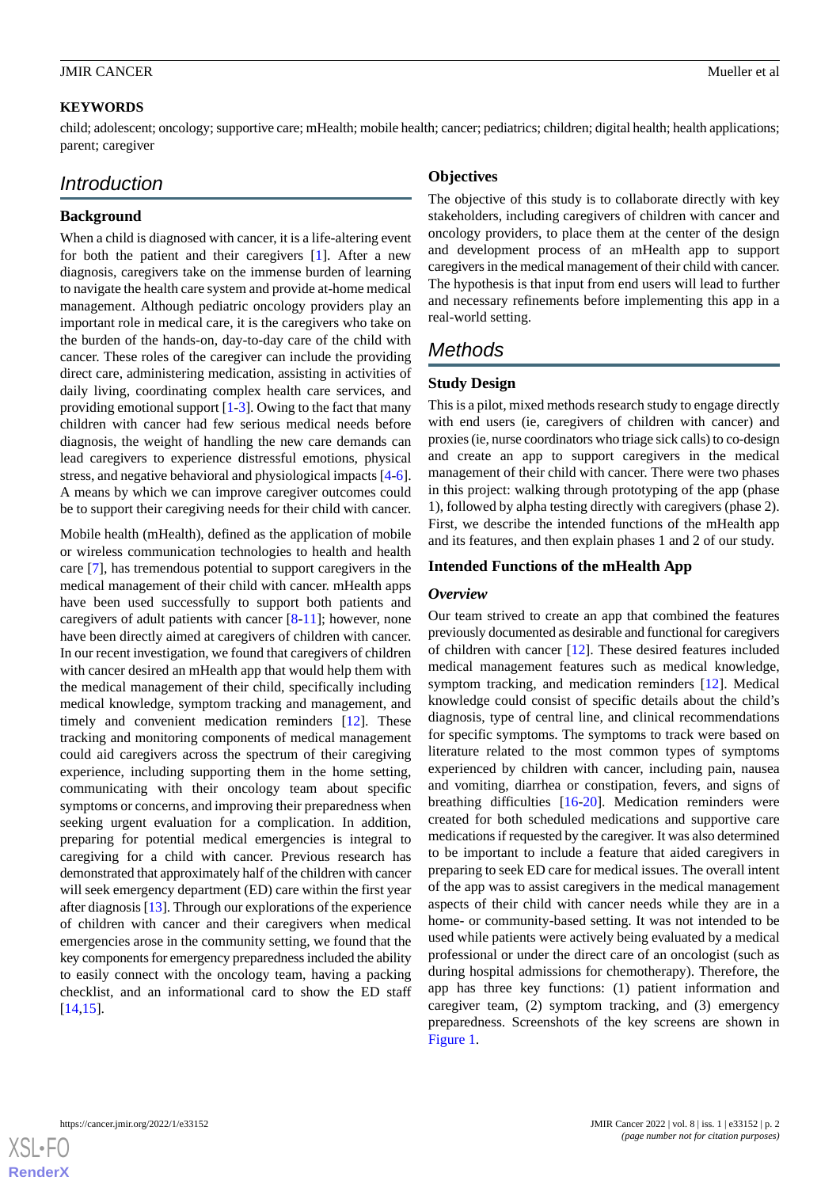**KEYWORDS**

child; adolescent; oncology; supportive care; mHealth; mobile health; cancer; pediatrics; children; digital health; health applications; parent; caregiver

## Introduction

### Background

When a child is diagnosed with cancer, it is a life-altering event for both the patient and their caregivers [1]. After a new diagnosis, caregivers take on the immense burden of learning to navigate the health care system and provide at-home medical management. Although pediatric oncology providers play an important role in medical care, it is the caregivers who take on the burden of the hands-on, day-to-day care of the child with cancer. These roles of the caregiver can include the providing direct care, administering medication, assisting in activities of daily living, coordinating complex health care services, and providing emotional support [1-3]. Owing to the fact that many children with cancer had few serious medical needs before diagnosis, the weight of handling the new care demands can lead caregivers to experience distressful emotions, physical stress, and negative behavioral and physiological impacts [4-6]. A means by which we can improve caregiver outcomes could be to support their caregiving needs for their child with cancer.

Mobile health (mHealth), defined as the application of mobile or wireless communication technologies to health and health care [7], has tremendous potential to support caregivers in the medical management of their child with cancer. mHealth apps have been used successfully to support both patients and caregivers of adult patients with cancer [8-11]; however, none have been directly aimed at caregivers of children with cancer. In our recent investigation, we found that caregivers of children with cancer desired an mHealth app that would help them with the medical management of their child, specifically including medical knowledge, symptom tracking and management, and timely and convenient medication reminders [12]. These tracking and monitoring components of medical management could aid caregivers across the spectrum of their caregiving experience, including supporting them in the home setting, communicating with their oncology team about specific symptoms or concerns, and improving their preparedness when seeking urgent evaluation for a complication. In addition, preparing for potential medical emergencies is integral to caregiving for a child with cancer. Previous research has demonstrated that approximately half of the children with cancer will seek emergency department (ED) care within the first year after diagnosis [13]. Through our explorations of the experience of children with cancer and their caregivers when medical emergencies arose in the community setting, we found that the key components for emergency preparedness included the ability to easily connect with the oncology team, having a packing checklist, and an informational card to show the ED staff [14,15].

### Objectives

The objective of this study is to collaborate directly with key stakeholders, including caregivers of children with cancer and oncology providers, to place them at the center of the design and development process of an mHealth app to support caregivers in the medical management of their child with cancer. The hypothesis is that input from end users will lead to further and necessary refinements before implementing this app in a real-world setting.

## Methods

### Study Design

This is a pilot, mixed methods research study to engage directly with end users (ie, caregivers of children with cancer) and proxies (ie, nurse coordinators who triage sick calls) to co-design and create an app to support caregivers in the medical management of their child with cancer. There were two phases in this project: walking through prototyping of the app (phase 1), followed by alpha testing directly with caregivers (phase 2). First, we describe the intended functions of the mHealth app and its features, and then explain phases 1 and 2 of our study.

### Intended Functions of the mHealth App

#### *Overview*

Our team strived to create an app that combined the features previously documented as desirable and functional for caregivers of children with cancer [12]. These desired features included medical management features such as medical knowledge, symptom tracking, and medication reminders [12]. Medical knowledge could consist of specific details about the child's diagnosis, type of central line, and clinical recommendations for specific symptoms. The symptoms to track were based on literature related to the most common types of symptoms experienced by children with cancer, including pain, nausea and vomiting, diarrhea or constipation, fevers, and signs of breathing difficulties [16-20]. Medication reminders were created for both scheduled medications and supportive care medications if requested by the caregiver. It was also determined to be important to include a feature that aided caregivers in preparing to seek ED care for medical issues. The overall intent of the app was to assist caregivers in the medical management aspects of their child with cancer needs while they are in a home- or community-based setting. It was not intended to be used while patients were actively being evaluated by a medical professional or under the direct care of an oncologist (such as during hospital admissions for chemotherapy). Therefore, the app has three key functions: (1) patient information and caregiver team, (2) symptom tracking, and (3) emergency preparedness. Screenshots of the key screens are shown in Figure 1.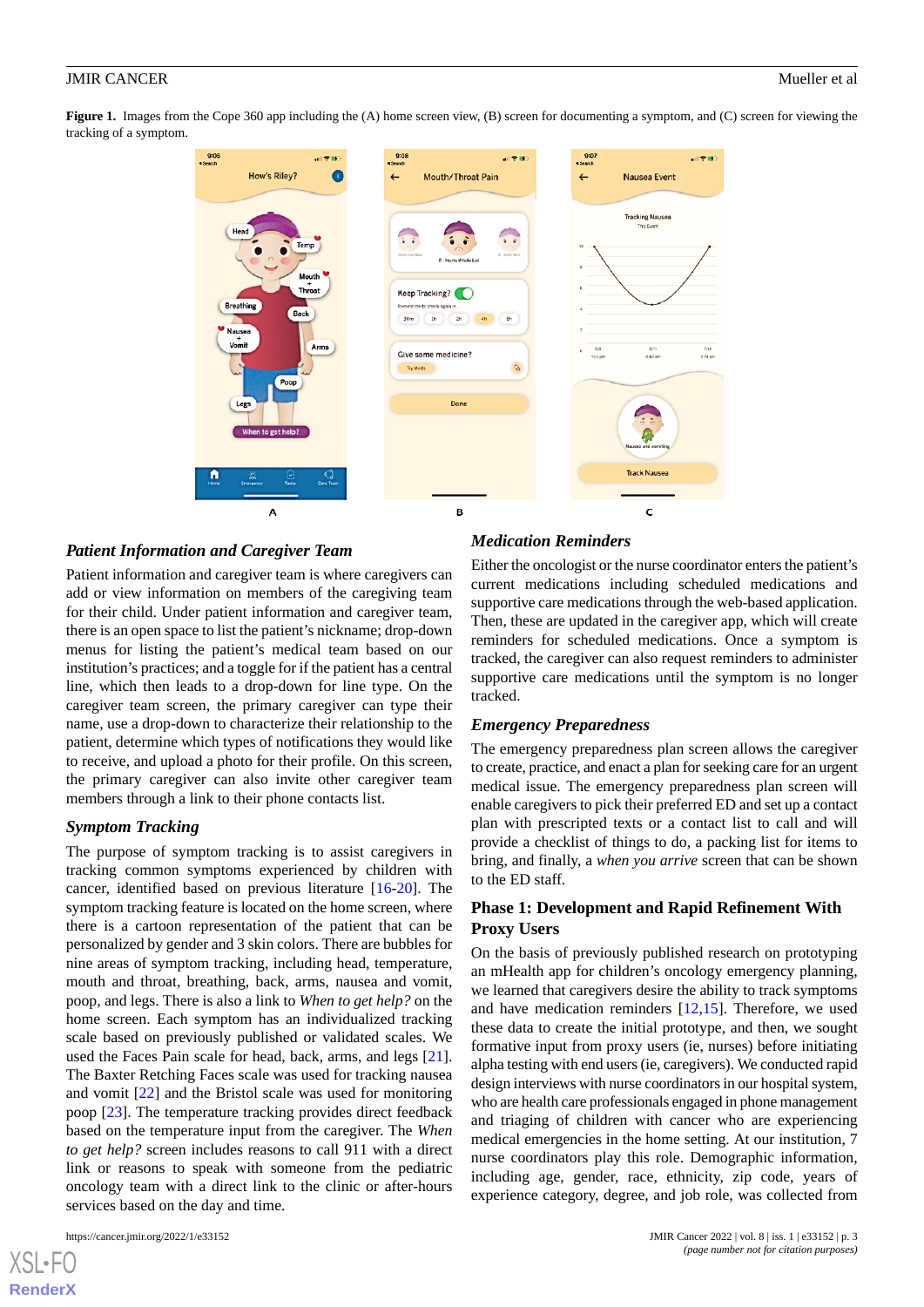**Figure 1.** Images from the Cope 360 app including the (A) home screen view, (B) screen for documenting a symptom, and (C) screen for viewing the tracking of a symptom.

### *Patient Information and Caregiver Team*

Patient information and caregiver team is where caregivers can add or view information on members of the caregiving team for their child. Under patient information and caregiver team, there is an open space to list the patient's nickname; drop-down menus for listing the patient's medical team based on our institution's practices; and a toggle for if the patient has a central line, which then leads to a drop-down for line type. On the caregiver team screen, the primary caregiver can type their name, use a drop-down to characterize their relationship to the patient, determine which types of notifications they would like to receive, and upload a photo for their profile. On this screen, the primary caregiver can also invite other caregiver team members through a link to their phone contacts list.

### *Symptom Tracking*

The purpose of symptom tracking is to assist caregivers in tracking common symptoms experienced by children with cancer, identified based on previous literature [16-20]. The symptom tracking feature is located on the home screen, where there is a cartoon representation of the patient that can be personalized by gender and 3 skin colors. There are bubbles for nine areas of symptom tracking, including head, temperature, mouth and throat, breathing, back, arms, nausea and vomit, poop, and legs. There is also a link to *When to get help?* on the home screen. Each symptom has an individualized tracking scale based on previously published or validated scales. We used the Faces Pain scale for head, back, arms, and legs [21]. The Baxter Retching Faces scale was used for tracking nausea and vomit [22] and the Bristol scale was used for monitoring poop [23]. The temperature tracking provides direct feedback based on the temperature input from the caregiver. The *When to get help?* screen includes reasons to call 911 with a direct link or reasons to speak with someone from the pediatric oncology team with a direct link to the clinic or after-hours services based on the day and time.

### *Medication Reminders*

Either the oncologist or the nurse coordinator enters the patient's current medications including scheduled medications and supportive care medications through the web-based application. Then, these are updated in the caregiver app, which will create reminders for scheduled medications. Once a symptom is tracked, the caregiver can also request reminders to administer supportive care medications until the symptom is no longer tracked.

### *Emergency Preparedness*

The emergency preparedness plan screen allows the caregiver to create, practice, and enact a plan for seeking care for an urgent medical issue. The emergency preparedness plan screen will enable caregivers to pick their preferred ED and set up a contact plan with prescribed texts or a contact list to call and will provide a checklist of things to do, a packing list for items to bring, and finally, a *when you arrive* screen that can be shown to the ED staff.

## Phase 1: Development and Rapid Refinement With Proxy Users

On the basis of previously published research on prototyping an mHealth app for children's oncology emergency planning, we learned that caregivers desire the ability to track symptoms and have medication reminders [12,15]. Therefore, we used these data to create the initial prototype, and then, we sought formative input from proxy users (ie, nurses) before initiating alpha testing with end users (ie, caregivers). We conducted rapid design interviews with nurse coordinators in our hospital system, who are health care professionals engaged in phone management and triaging of children with cancer who are experiencing medical emergencies in the home setting. At our institution, 7 nurse coordinators play this role. Demographic information, including age, gender, race, ethnicity, zip code, years of experience category, degree, and job role, was collected from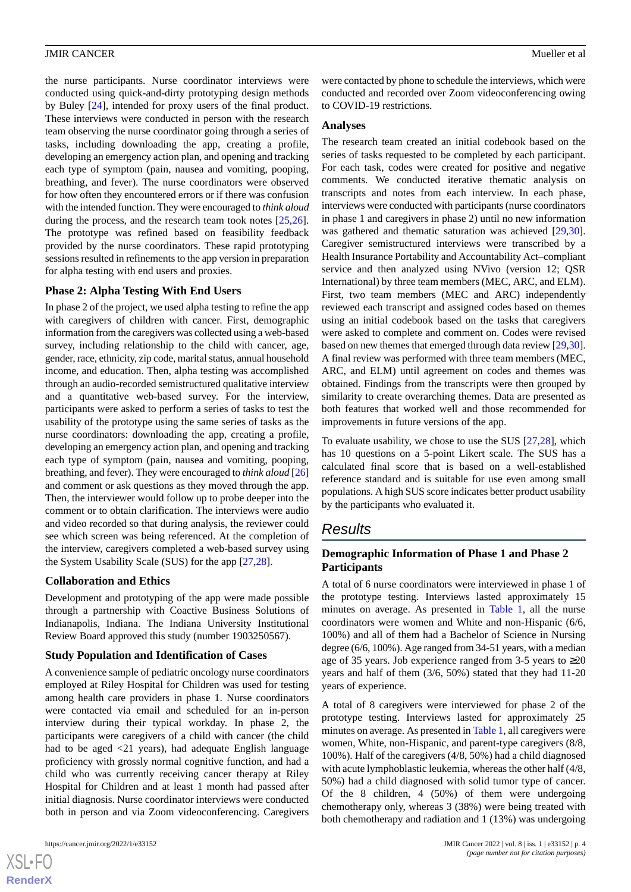the nurse participants. Nurse coordinator interviews were conducted using quick-and-dirty prototyping design methods by Buley [24], intended for proxy users of the final product. These interviews were conducted in person with the research team observing the nurse coordinator going through a series of tasks, including downloading the app, creating a profile, developing an emergency action plan, and opening and tracking each type of symptom (pain, nausea and vomiting, pooping, breathing, and fever). The nurse coordinators were observed for how often they encountered errors or if there was confusion with the intended function. They were encouraged to *think aloud* during the process, and the research team took notes [25,26]. The prototype was refined based on feasibility feedback provided by the nurse coordinators. These rapid prototyping sessions resulted in refinements to the app version in preparation for alpha testing with end users and proxies.

### Phase 2: Alpha Testing With End Users

In phase 2 of the project, we used alpha testing to refine the app with caregivers of children with cancer. First, demographic information from the caregivers was collected using a web-based survey, including relationship to the child with cancer, age, gender, race, ethnicity, zip code, marital status, annual household income, and education. Then, alpha testing was accomplished through an audio-recorded semistructured qualitative interview and a quantitative web-based survey. For the interview, participants were asked to perform a series of tasks to test the usability of the prototype using the same series of tasks as the nurse coordinators: downloading the app, creating a profile, developing an emergency action plan, and opening and tracking each type of symptom (pain, nausea and vomiting, pooping, breathing, and fever). They were encouraged to *think aloud* [26] and comment or ask questions as they moved through the app. Then, the interviewer would follow up to probe deeper into the comment or to obtain clarification. The interviews were audio and video recorded so that during analysis, the reviewer could see which screen was being referenced. At the completion of the interview, caregivers completed a web-based survey using the System Usability Scale (SUS) for the app [27,28].

### Collaboration and Ethics

Development and prototyping of the app were made possible through a partnership with Coactive Business Solutions of Indianapolis, Indiana. The Indiana University Institutional Review Board approved this study (number 1903250567).

### Study Population and Identification of Cases

A convenience sample of pediatric oncology nurse coordinators employed at Riley Hospital for Children was used for testing among health care providers in phase 1. Nurse coordinators were contacted via email and scheduled for an in-person interview during their typical workday. In phase 2, the participants were caregivers of a child with cancer (the child had to be aged <21 years), had adequate English language proficiency with grossly normal cognitive function, and had a child who was currently receiving cancer therapy at Riley Hospital for Children and at least 1 month had passed after initial diagnosis. Nurse coordinator interviews were conducted both in person and via Zoom videoconferencing. Caregivers were contacted by phone to schedule the interviews, which were conducted and recorded over Zoom videoconferencing owing to COVID-19 restrictions.

### Analyses

The research team created an initial codebook based on the series of tasks requested to be completed by each participant. For each task, codes were created for positive and negative comments. We conducted iterative thematic analysis on transcripts and notes from each interview. In each phase, interviews were conducted with participants (nurse coordinators in phase 1 and caregivers in phase 2) until no new information was gathered and thematic saturation was achieved [29,30]. Caregiver semistructured interviews were transcribed by a Health Insurance Portability and Accountability Act–compliant service and then analyzed using NVivo (version 12; QSR International) by three team members (MEC, ARC, and ELM). First, two team members (MEC and ARC) independently reviewed each transcript and assigned codes based on themes using an initial codebook based on the tasks that caregivers were asked to complete and comment on. Codes were revised based on new themes that emerged through data review [29,30]. A final review was performed with three team members (MEC, ARC, and ELM) until agreement on codes and themes was obtained. Findings from the transcripts were then grouped by similarity to create overarching themes. Data are presented as both features that worked well and those recommended for improvements in future versions of the app.

To evaluate usability, we chose to use the SUS [27,28], which has 10 questions on a 5-point Likert scale. The SUS has a calculated final score that is based on a well-established reference standard and is suitable for use even among small populations. A high SUS score indicates better product usability by the participants who evaluated it.

## Results

### Demographic Information of Phase 1 and Phase 2 Participants

A total of 6 nurse coordinators were interviewed in phase 1 of the prototype testing. Interviews lasted approximately 15 minutes on average. As presented in Table 1, all the nurse coordinators were women and White and non-Hispanic (6/6, 100%) and all of them had a Bachelor of Science in Nursing degree (6/6, 100%). Age ranged from 34-51 years, with a median age of 35 years. Job experience ranged from 3-5 years to ≥20 years and half of them (3/6, 50%) stated that they had 11-20 years of experience.

A total of 8 caregivers were interviewed for phase 2 of the prototype testing. Interviews lasted for approximately 25 minutes on average. As presented in Table 1, all caregivers were women, White, non-Hispanic, and parent-type caregivers (8/8, 100%). Half of the caregivers (4/8, 50%) had a child diagnosed with acute lymphoblastic leukemia, whereas the other half (4/8, 50%) had a child diagnosed with solid tumor type of cancer. Of the 8 children, 4 (50%) of them were undergoing chemotherapy only, whereas 3 (38%) were being treated with both chemotherapy and radiation and 1 (13%) was undergoing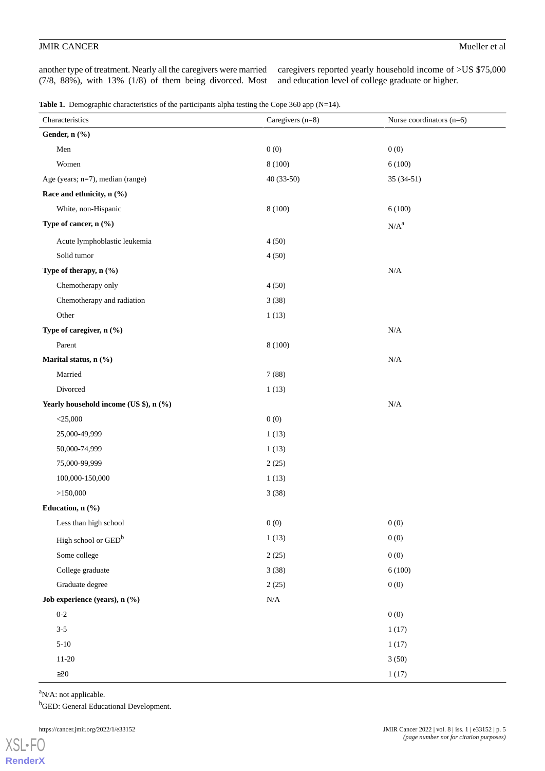another type of treatment. Nearly all the caregivers were married (7/8, 88%), with 13% (1/8) of them being divorced. Most caregivers reported yearly household income of >US $75,000 and education level of college graduate or higher.

**Table 1.** Demographic characteristics of the participants alpha testing the Cope 360 app (N=14).

| Characteristics | Caregivers (n=8) | Nurse coordinators (n=6) |
|---|---|---|
| **Gender, n (%)** | | |
| Men | 0 (0) | 0 (0) |
| Women | 8 (100) | 6 (100) |
| Age (years; n=7), median (range) | 40 (33-50) | 35 (34-51) |
| **Race and ethnicity, n (%)** | | |
| White, non-Hispanic | 8 (100) | 6 (100) |
| **Type of cancer, n (%)** | | N/A[a] |
| Acute lymphoblastic leukemia | 4 (50) | |
| Solid tumor | 4 (50) | |
| **Type of therapy, n (%)** | | N/A |
| Chemotherapy only | 4 (50) | |
| Chemotherapy and radiation | 3 (38) | |
| Other | 1 (13) | |
| **Type of caregiver, n (%)** | | N/A |
| Parent | 8 (100) | |
| **Marital status, n (%)** | | N/A |
| Married | 7 (88) | |
| Divorced | 1 (13) | |
| **Yearly household income (US $), n (%)** | | N/A |
| <25,000 | 0 (0) | |
| 25,000-49,999 | 1 (13) | |
| 50,000-74,999 | 1 (13) | |
| 75,000-99,999 | 2 (25) | |
| 100,000-150,000 | 1 (13) | |
| >150,000 | 3 (38) | |
| **Education, n (%)** | | |
| Less than high school | 0 (0) | 0 (0) |
| High school or GED[b] | 1 (13) | 0 (0) |
| Some college | 2 (25) | 0 (0) |
| College graduate | 3 (38) | 6 (100) |
| Graduate degree | 2 (25) | 0 (0) |
| **Job experience (years), n (%)** | N/A | |
| 0-2 | | 0 (0) |
| 3-5 | | 1 (17) |
| 5-10 | | 1 (17) |
| 11-20 | | 3 (50) |
| ≥20 | | 1 (17) |

[a]N/A: not applicable.

[b]GED: General Educational Development.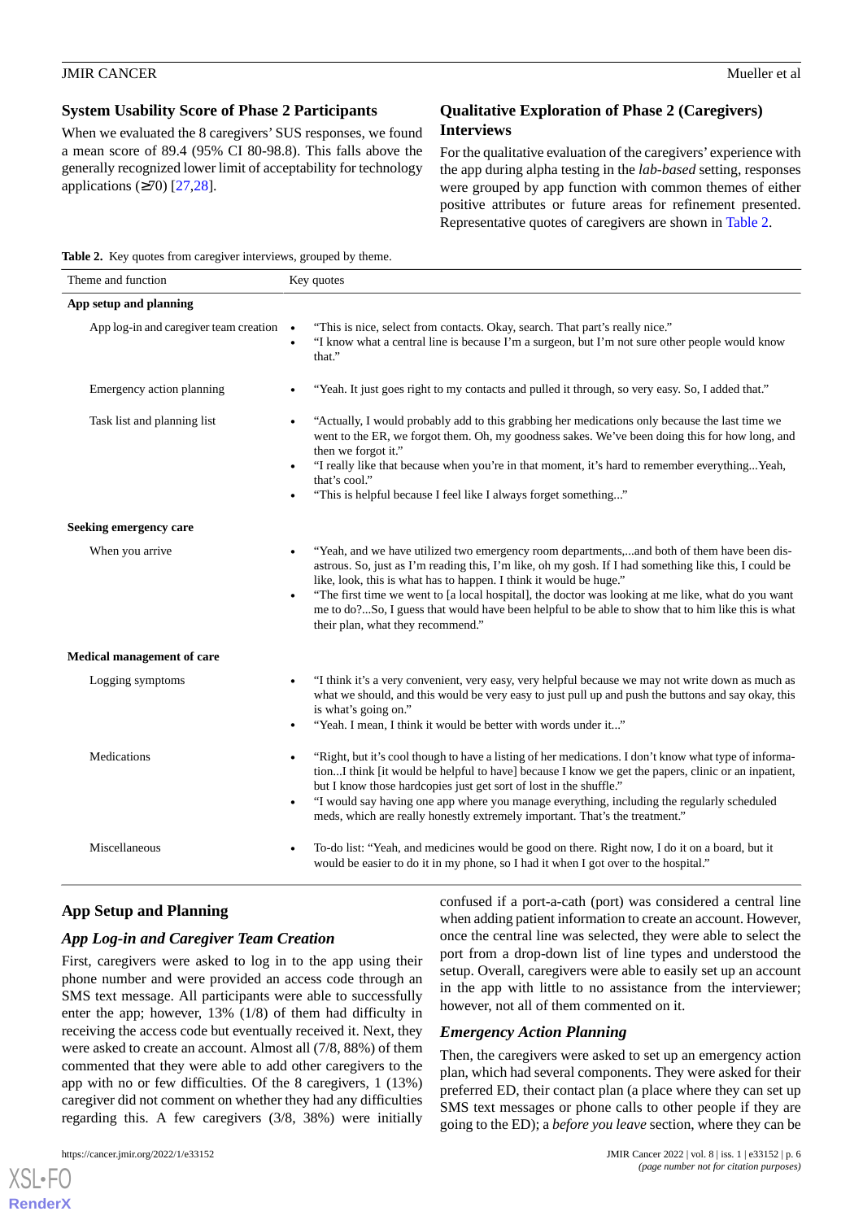### System Usability Score of Phase 2 Participants

When we evaluated the 8 caregivers' SUS responses, we found a mean score of 89.4 (95% CI 80-98.8). This falls above the generally recognized lower limit of acceptability for technology applications (≥70) [27,28].

### Qualitative Exploration of Phase 2 (Caregivers) Interviews

For the qualitative evaluation of the caregivers' experience with the app during alpha testing in the *lab-based* setting, responses were grouped by app function with common themes of either positive attributes or future areas for refinement presented. Representative quotes of caregivers are shown in Table 2.

**Table 2.** Key quotes from caregiver interviews, grouped by theme.

| Theme and function | Key quotes |
|---|---|
| **App setup and planning** | |
| App log-in and caregiver team creation | • "This is nice, select from contacts. Okay, search. That part's really nice." <br> • "I know what a central line is because I'm a surgeon, but I'm not sure other people would know that." |
| Emergency action planning | • "Yeah. It just goes right to my contacts and pulled it through, so very easy. So, I added that." |
| Task list and planning list | • "Actually, I would probably add to this grabbing her medications only because the last time we went to the ER, we forgot them. Oh, my goodness sakes. We've been doing this for how long, and then we forgot it." <br> • "I really like that because when you're in that moment, it's hard to remember everything...Yeah, that's cool." <br> • "This is helpful because I feel like I always forget something..." |
| **Seeking emergency care** | |
| When you arrive | • "Yeah, and we have utilized two emergency room departments,...and both of them have been disastrous. So, just as I'm reading this, I'm like, oh my gosh. If I had something like this, I could be like, look, this is what has to happen. I think it would be huge." <br> • "The first time we went to [a local hospital], the doctor was looking at me like, what do you want me to do?...So, I guess that would have been helpful to be able to show that to him like this is what their plan, what they recommend." |
| **Medical management of care** | |
| Logging symptoms | • "I think it's a very convenient, very easy, very helpful because we may not write down as much as what we should, and this would be very easy to just pull up and push the buttons and say okay, this is what's going on." <br> • "Yeah. I mean, I think it would be better with words under it..." |
| Medications | • "Right, but it's cool though to have a listing of her medications. I don't know what type of information...I think [it would be helpful to have] because I know we get the papers, clinic or an inpatient, but I know those hardcopies just get sort of lost in the shuffle." <br> • "I would say having one app where you manage everything, including the regularly scheduled meds, which are really honestly extremely important. That's the treatment." |
| Miscellaneous | • To-do list: "Yeah, and medicines would be good on there. Right now, I do it on a board, but it would be easier to do it in my phone, so I had it when I got over to the hospital." |

### App Setup and Planning

#### *App Log-in and Caregiver Team Creation*

First, caregivers were asked to log in to the app using their phone number and were provided an access code through an SMS text message. All participants were able to successfully enter the app; however, 13% (1/8) of them had difficulty in receiving the access code but eventually received it. Next, they were asked to create an account. Almost all (7/8, 88%) of them commented that they were able to add other caregivers to the app with no or few difficulties. Of the 8 caregivers, 1 (13%) caregiver did not comment on whether they had any difficulties regarding this. A few caregivers (3/8, 38%) were initially confused if a port-a-cath (port) was considered a central line when adding patient information to create an account. However, once the central line was selected, they were able to select the port from a drop-down list of line types and understood the setup. Overall, caregivers were able to easily set up an account in the app with little to no assistance from the interviewer; however, not all of them commented on it.

#### *Emergency Action Planning*

Then, the caregivers were asked to set up an emergency action plan, which had several components. They were asked for their preferred ED, their contact plan (a place where they can set up SMS text messages or phone calls to other people if they are going to the ED); a *before you leave* section, where they can be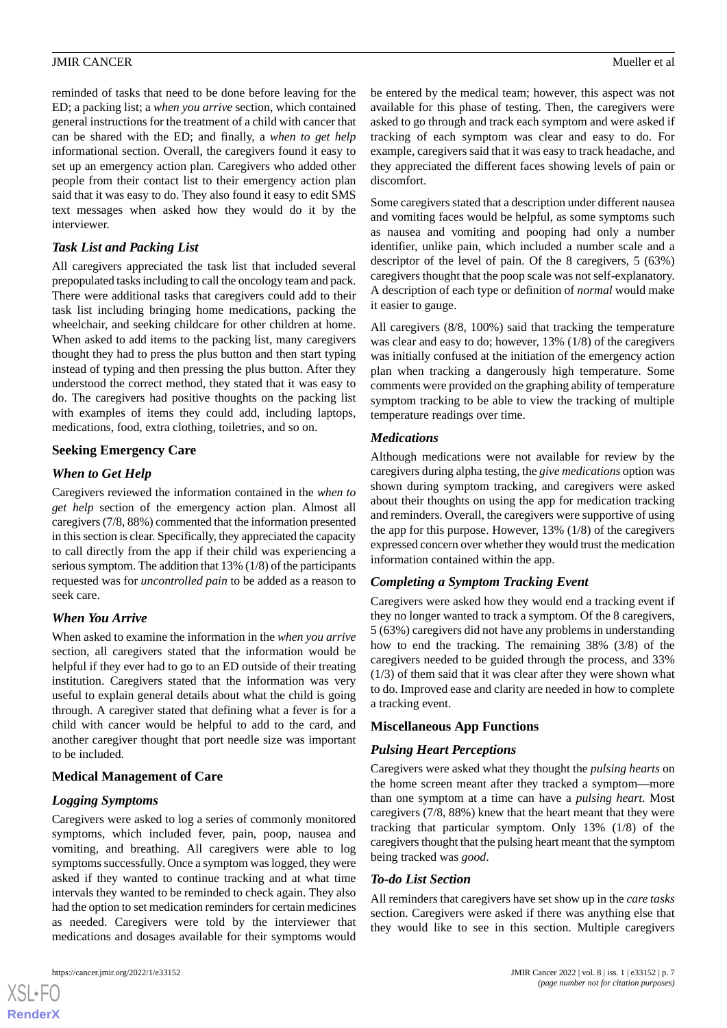reminded of tasks that need to be done before leaving for the ED; a packing list; a *when you arrive* section, which contained general instructions for the treatment of a child with cancer that can be shared with the ED; and finally, a *when to get help* informational section. Overall, the caregivers found it easy to set up an emergency action plan. Caregivers who added other people from their contact list to their emergency action plan said that it was easy to do. They also found it easy to edit SMS text messages when asked how they would do it by the interviewer.

### Task List and Packing List

All caregivers appreciated the task list that included several prepopulated tasks including to call the oncology team and pack. There were additional tasks that caregivers could add to their task list including bringing home medications, packing the wheelchair, and seeking childcare for other children at home. When asked to add items to the packing list, many caregivers thought they had to press the plus button and then start typing instead of typing and then pressing the plus button. After they understood the correct method, they stated that it was easy to do. The caregivers had positive thoughts on the packing list with examples of items they could add, including laptops, medications, food, extra clothing, toiletries, and so on.

## Seeking Emergency Care

### When to Get Help

Caregivers reviewed the information contained in the *when to get help* section of the emergency action plan. Almost all caregivers (7/8, 88%) commented that the information presented in this section is clear. Specifically, they appreciated the capacity to call directly from the app if their child was experiencing a serious symptom. The addition that 13% (1/8) of the participants requested was for *uncontrolled pain* to be added as a reason to seek care.

### When You Arrive

When asked to examine the information in the *when you arrive* section, all caregivers stated that the information would be helpful if they ever had to go to an ED outside of their treating institution. Caregivers stated that the information was very useful to explain general details about what the child is going through. A caregiver stated that defining what a fever is for a child with cancer would be helpful to add to the card, and another caregiver thought that port needle size was important to be included.

## Medical Management of Care

### Logging Symptoms

Caregivers were asked to log a series of commonly monitored symptoms, which included fever, pain, poop, nausea and vomiting, and breathing. All caregivers were able to log symptoms successfully. Once a symptom was logged, they were asked if they wanted to continue tracking and at what time intervals they wanted to be reminded to check again. They also had the option to set medication reminders for certain medicines as needed. Caregivers were told by the interviewer that medications and dosages available for their symptoms would be entered by the medical team; however, this aspect was not available for this phase of testing. Then, the caregivers were asked to go through and track each symptom and were asked if tracking of each symptom was clear and easy to do. For example, caregivers said that it was easy to track headache, and they appreciated the different faces showing levels of pain or discomfort.

Some caregivers stated that a description under different nausea and vomiting faces would be helpful, as some symptoms such as nausea and vomiting and pooping had only a number identifier, unlike pain, which included a number scale and a descriptor of the level of pain. Of the 8 caregivers, 5 (63%) caregivers thought that the poop scale was not self-explanatory. A description of each type or definition of *normal* would make it easier to gauge.

All caregivers (8/8, 100%) said that tracking the temperature was clear and easy to do; however, 13% (1/8) of the caregivers was initially confused at the initiation of the emergency action plan when tracking a dangerously high temperature. Some comments were provided on the graphing ability of temperature symptom tracking to be able to view the tracking of multiple temperature readings over time.

### Medications

Although medications were not available for review by the caregivers during alpha testing, the *give medications* option was shown during symptom tracking, and caregivers were asked about their thoughts on using the app for medication tracking and reminders. Overall, the caregivers were supportive of using the app for this purpose. However, 13% (1/8) of the caregivers expressed concern over whether they would trust the medication information contained within the app.

### Completing a Symptom Tracking Event

Caregivers were asked how they would end a tracking event if they no longer wanted to track a symptom. Of the 8 caregivers, 5 (63%) caregivers did not have any problems in understanding how to end the tracking. The remaining 38% (3/8) of the caregivers needed to be guided through the process, and 33% (1/3) of them said that it was clear after they were shown what to do. Improved ease and clarity are needed in how to complete a tracking event.

## Miscellaneous App Functions

### Pulsing Heart Perceptions

Caregivers were asked what they thought the *pulsing hearts* on the home screen meant after they tracked a symptom—more than one symptom at a time can have a *pulsing heart*. Most caregivers (7/8, 88%) knew that the heart meant that they were tracking that particular symptom. Only 13% (1/8) of the caregivers thought that the pulsing heart meant that the symptom being tracked was *good*.

### To-do List Section

All reminders that caregivers have set show up in the *care tasks* section. Caregivers were asked if there was anything else that they would like to see in this section. Multiple caregivers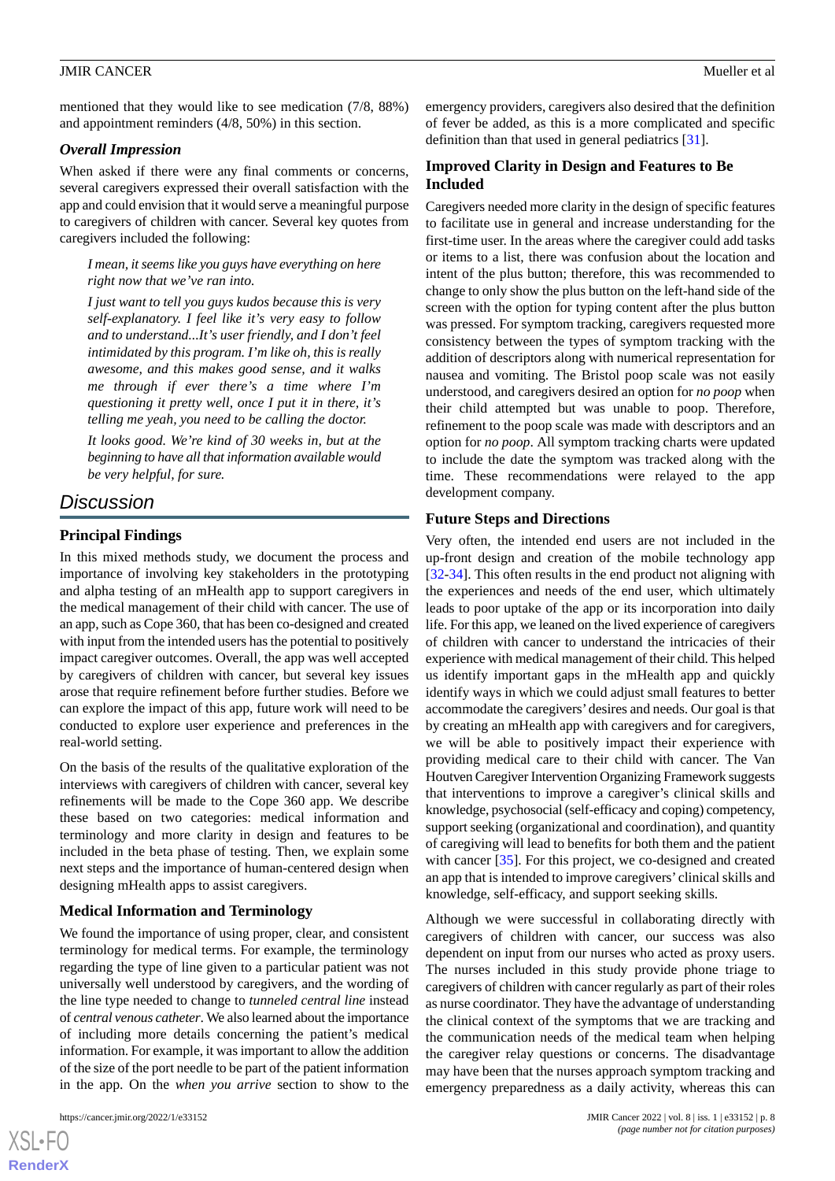mentioned that they would like to see medication (7/8, 88%) and appointment reminders (4/8, 50%) in this section.

### Overall Impression

When asked if there were any final comments or concerns, several caregivers expressed their overall satisfaction with the app and could envision that it would serve a meaningful purpose to caregivers of children with cancer. Several key quotes from caregivers included the following:

> *I mean, it seems like you guys have everything on here right now that we've ran into.*
>
> *I just want to tell you guys kudos because this is very self-explanatory. I feel like it's very easy to follow and to understand...It's user friendly, and I don't feel intimidated by this program. I'm like oh, this is really awesome, and this makes good sense, and it walks me through if ever there's a time where I'm questioning it pretty well, once I put it in there, it's telling me yeah, you need to be calling the doctor.*
>
> *It looks good. We're kind of 30 weeks in, but at the beginning to have all that information available would be very helpful, for sure.*

## Discussion

### Principal Findings

In this mixed methods study, we document the process and importance of involving key stakeholders in the prototyping and alpha testing of an mHealth app to support caregivers in the medical management of their child with cancer. The use of an app, such as Cope 360, that has been co-designed and created with input from the intended users has the potential to positively impact caregiver outcomes. Overall, the app was well accepted by caregivers of children with cancer, but several key issues arose that require refinement before further studies. Before we can explore the impact of this app, future work will need to be conducted to explore user experience and preferences in the real-world setting.

On the basis of the results of the qualitative exploration of the interviews with caregivers of children with cancer, several key refinements will be made to the Cope 360 app. We describe these based on two categories: medical information and terminology and more clarity in design and features to be included in the beta phase of testing. Then, we explain some next steps and the importance of human-centered design when designing mHealth apps to assist caregivers.

### Medical Information and Terminology

We found the importance of using proper, clear, and consistent terminology for medical terms. For example, the terminology regarding the type of line given to a particular patient was not universally well understood by caregivers, and the wording of the line type needed to change to *tunneled central line* instead of *central venous catheter*. We also learned about the importance of including more details concerning the patient's medical information. For example, it was important to allow the addition of the size of the port needle to be part of the patient information in the app. On the *when you arrive* section to show to the emergency providers, caregivers also desired that the definition of fever be added, as this is a more complicated and specific definition than that used in general pediatrics [31].

### Improved Clarity in Design and Features to Be Included

Caregivers needed more clarity in the design of specific features to facilitate use in general and increase understanding for the first-time user. In the areas where the caregiver could add tasks or items to a list, there was confusion about the location and intent of the plus button; therefore, this was recommended to change to only show the plus button on the left-hand side of the screen with the option for typing content after the plus button was pressed. For symptom tracking, caregivers requested more consistency between the types of symptom tracking with the addition of descriptors along with numerical representation for nausea and vomiting. The Bristol poop scale was not easily understood, and caregivers desired an option for *no poop* when their child attempted but was unable to poop. Therefore, refinement to the poop scale was made with descriptors and an option for *no poop*. All symptom tracking charts were updated to include the date the symptom was tracked along with the time. These recommendations were relayed to the app development company.

### Future Steps and Directions

Very often, the intended end users are not included in the up-front design and creation of the mobile technology app [32-34]. This often results in the end product not aligning with the experiences and needs of the end user, which ultimately leads to poor uptake of the app or its incorporation into daily life. For this app, we leaned on the lived experience of caregivers of children with cancer to understand the intricacies of their experience with medical management of their child. This helped us identify important gaps in the mHealth app and quickly identify ways in which we could adjust small features to better accommodate the caregivers' desires and needs. Our goal is that by creating an mHealth app with caregivers and for caregivers, we will be able to positively impact their experience with providing medical care to their child with cancer. The Van Houtven Caregiver Intervention Organizing Framework suggests that interventions to improve a caregiver's clinical skills and knowledge, psychosocial (self-efficacy and coping) competency, support seeking (organizational and coordination), and quantity of caregiving will lead to benefits for both them and the patient with cancer [35]. For this project, we co-designed and created an app that is intended to improve caregivers' clinical skills and knowledge, self-efficacy, and support seeking skills.

Although we were successful in collaborating directly with caregivers of children with cancer, our success was also dependent on input from our nurses who acted as proxy users. The nurses included in this study provide phone triage to caregivers of children with cancer regularly as part of their roles as nurse coordinator. They have the advantage of understanding the clinical context of the symptoms that we are tracking and the communication needs of the medical team when helping the caregiver relay questions or concerns. The disadvantage may have been that the nurses approach symptom tracking and emergency preparedness as a daily activity, whereas this can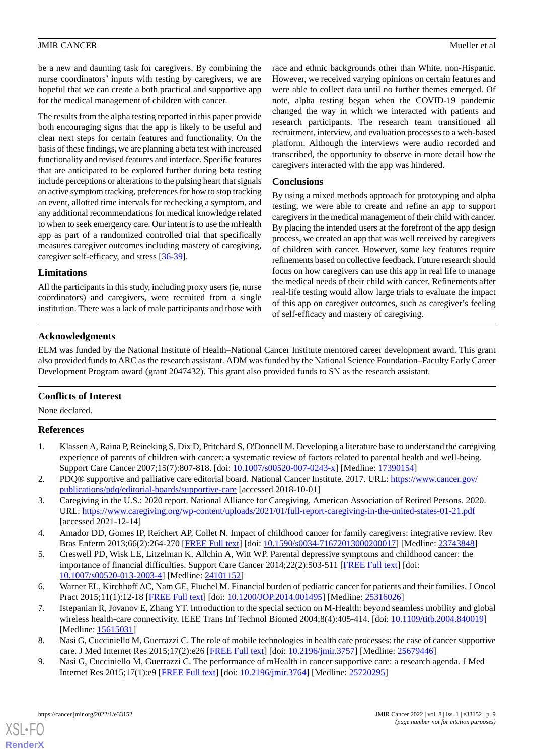be a new and daunting task for caregivers. By combining the nurse coordinators' inputs with testing by caregivers, we are hopeful that we can create a both practical and supportive app for the medical management of children with cancer.

The results from the alpha testing reported in this paper provide both encouraging signs that the app is likely to be useful and clear next steps for certain features and functionality. On the basis of these findings, we are planning a beta test with increased functionality and revised features and interface. Specific features that are anticipated to be explored further during beta testing include perceptions or alterations to the pulsing heart that signals an active symptom tracking, preferences for how to stop tracking an event, allotted time intervals for rechecking a symptom, and any additional recommendations for medical knowledge related to when to seek emergency care. Our intent is to use the mHealth app as part of a randomized controlled trial that specifically measures caregiver outcomes including mastery of caregiving, caregiver self-efficacy, and stress [36-39].

### Limitations

All the participants in this study, including proxy users (ie, nurse coordinators) and caregivers, were recruited from a single institution. There was a lack of male participants and those with race and ethnic backgrounds other than White, non-Hispanic. However, we received varying opinions on certain features and were able to collect data until no further themes emerged. Of note, alpha testing began when the COVID-19 pandemic changed the way in which we interacted with patients and research participants. The research team transitioned all recruitment, interview, and evaluation processes to a web-based platform. Although the interviews were audio recorded and transcribed, the opportunity to observe in more detail how the caregivers interacted with the app was hindered.

### Conclusions

By using a mixed methods approach for prototyping and alpha testing, we were able to create and refine an app to support caregivers in the medical management of their child with cancer. By placing the intended users at the forefront of the app design process, we created an app that was well received by caregivers of children with cancer. However, some key features require refinements based on collective feedback. Future research should focus on how caregivers can use this app in real life to manage the medical needs of their child with cancer. Refinements after real-life testing would allow large trials to evaluate the impact of this app on caregiver outcomes, such as caregiver's feeling of self-efficacy and mastery of caregiving.

## Acknowledgments

ELM was funded by the National Institute of Health–National Cancer Institute mentored career development award. This grant also provided funds to ARC as the research assistant. ADM was funded by the National Science Foundation–Faculty Early Career Development Program award (grant 2047432). This grant also provided funds to SN as the research assistant.

## Conflicts of Interest

None declared.

## References

1. Klassen A, Raina P, Reineking S, Dix D, Pritchard S, O'Donnell M. Developing a literature base to understand the caregiving experience of parents of children with cancer: a systematic review of factors related to parental health and well-being. Support Care Cancer 2007;15(7):807-818. [doi: 10.1007/s00520-007-0243-x] [Medline: 17390154]
2. PDQ® supportive and palliative care editorial board. National Cancer Institute. 2017. URL: https://www.cancer.gov/publications/pdq/editorial-boards/supportive-care [accessed 2018-10-01]
3. Caregiving in the U.S.: 2020 report. National Alliance for Caregiving, American Association of Retired Persons. 2020. URL: https://www.caregiving.org/wp-content/uploads/2021/01/full-report-caregiving-in-the-united-states-01-21.pdf [accessed 2021-12-14]
4. Amador DD, Gomes IP, Reichert AP, Collet N. Impact of childhood cancer for family caregivers: integrative review. Rev Bras Enferm 2013;66(2):264-270 [FREE Full text] [doi: 10.1590/s0034-71672013000200017] [Medline: 23743848]
5. Creswell PD, Wisk LE, Litzelman K, Allchin A, Witt WP. Parental depressive symptoms and childhood cancer: the importance of financial difficulties. Support Care Cancer 2014;22(2):503-511 [FREE Full text] [doi: 10.1007/s00520-013-2003-4] [Medline: 24101152]
6. Warner EL, Kirchhoff AC, Nam GE, Fluchel M. Financial burden of pediatric cancer for patients and their families. J Oncol Pract 2015;11(1):12-18 [FREE Full text] [doi: 10.1200/JOP.2014.001495] [Medline: 25316026]
7. Istepanian R, Jovanov E, Zhang YT. Introduction to the special section on M-Health: beyond seamless mobility and global wireless health-care connectivity. IEEE Trans Inf Technol Biomed 2004;8(4):405-414. [doi: 10.1109/titb.2004.840019] [Medline: 15615031]
8. Nasi G, Cucciniello M, Guerrazzi C. The role of mobile technologies in health care processes: the case of cancer supportive care. J Med Internet Res 2015;17(2):e26 [FREE Full text] [doi: 10.2196/jmir.3757] [Medline: 25679446]
9. Nasi G, Cucciniello M, Guerrazzi C. The performance of mHealth in cancer supportive care: a research agenda. J Med Internet Res 2015;17(1):e9 [FREE Full text] [doi: 10.2196/jmir.3764] [Medline: 25720295]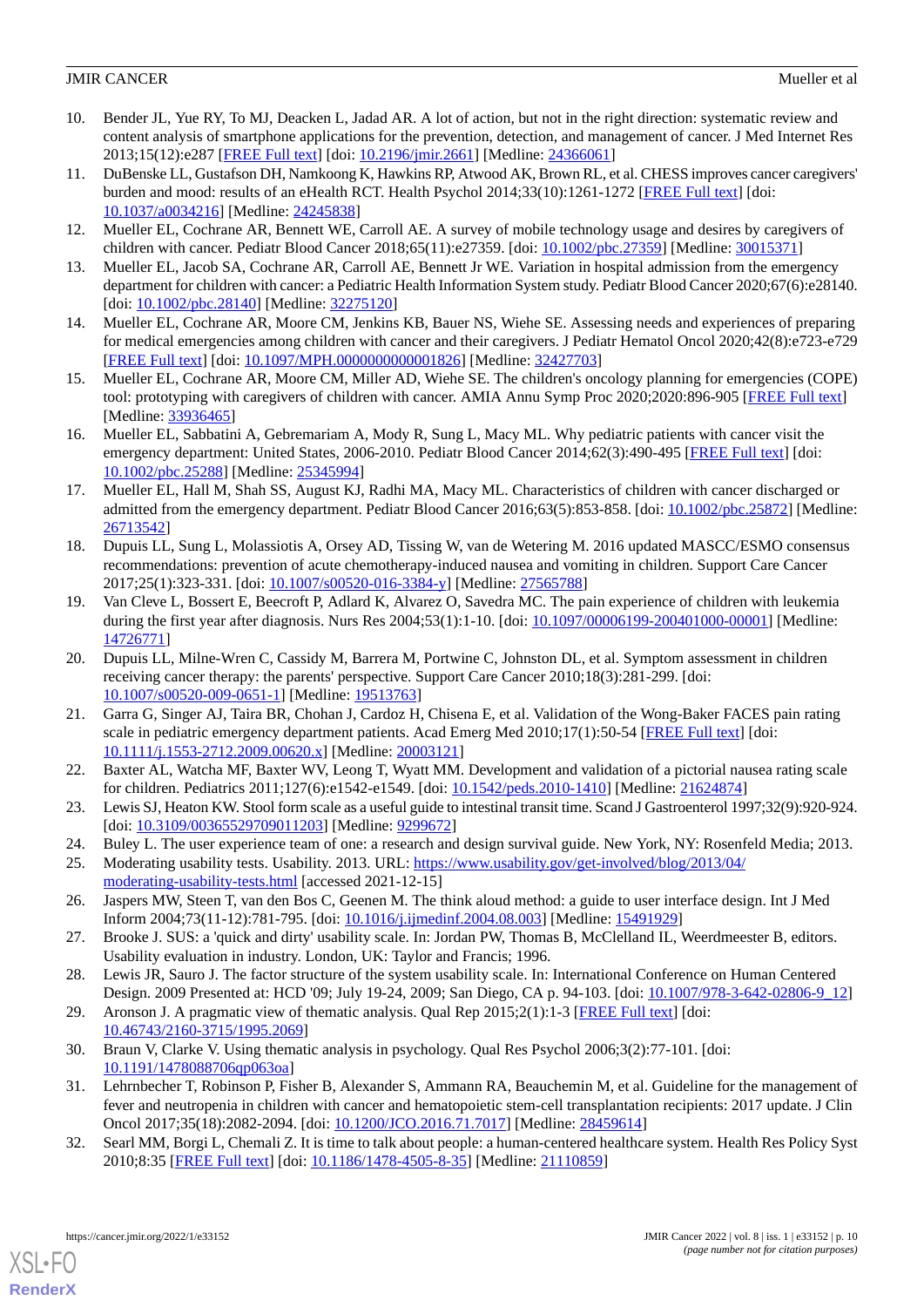10. Bender JL, Yue RY, To MJ, Deacken L, Jadad AR. A lot of action, but not in the right direction: systematic review and content analysis of smartphone applications for the prevention, detection, and management of cancer. J Med Internet Res 2013;15(12):e287 [FREE Full text] [doi: 10.2196/jmir.2661] [Medline: 24366061]
11. DuBenske LL, Gustafson DH, Namkoong K, Hawkins RP, Atwood AK, Brown RL, et al. CHESS improves cancer caregivers' burden and mood: results of an eHealth RCT. Health Psychol 2014;33(10):1261-1272 [FREE Full text] [doi: 10.1037/a0034216] [Medline: 24245838]
12. Mueller EL, Cochrane AR, Bennett WE, Carroll AE. A survey of mobile technology usage and desires by caregivers of children with cancer. Pediatr Blood Cancer 2018;65(11):e27359. [doi: 10.1002/pbc.27359] [Medline: 30015371]
13. Mueller EL, Jacob SA, Cochrane AR, Carroll AE, Bennett Jr WE. Variation in hospital admission from the emergency department for children with cancer: a Pediatric Health Information System study. Pediatr Blood Cancer 2020;67(6):e28140. [doi: 10.1002/pbc.28140] [Medline: 32275120]
14. Mueller EL, Cochrane AR, Moore CM, Jenkins KB, Bauer NS, Wiehe SE. Assessing needs and experiences of preparing for medical emergencies among children with cancer and their caregivers. J Pediatr Hematol Oncol 2020;42(8):e723-e729 [FREE Full text] [doi: 10.1097/MPH.0000000000001826] [Medline: 32427703]
15. Mueller EL, Cochrane AR, Moore CM, Miller AD, Wiehe SE. The children's oncology planning for emergencies (COPE) tool: prototyping with caregivers of children with cancer. AMIA Annu Symp Proc 2020;2020:896-905 [FREE Full text] [Medline: 33936465]
16. Mueller EL, Sabbatini A, Gebremariam A, Mody R, Sung L, Macy ML. Why pediatric patients with cancer visit the emergency department: United States, 2006-2010. Pediatr Blood Cancer 2014;62(3):490-495 [FREE Full text] [doi: 10.1002/pbc.25288] [Medline: 25345994]
17. Mueller EL, Hall M, Shah SS, August KJ, Radhi MA, Macy ML. Characteristics of children with cancer discharged or admitted from the emergency department. Pediatr Blood Cancer 2016;63(5):853-858. [doi: 10.1002/pbc.25872] [Medline: 26713542]
18. Dupuis LL, Sung L, Molassiotis A, Orsey AD, Tissing W, van de Wetering M. 2016 updated MASCC/ESMO consensus recommendations: prevention of acute chemotherapy-induced nausea and vomiting in children. Support Care Cancer 2017;25(1):323-331. [doi: 10.1007/s00520-016-3384-y] [Medline: 27565788]
19. Van Cleve L, Bossert E, Beecroft P, Adlard K, Alvarez O, Savedra MC. The pain experience of children with leukemia during the first year after diagnosis. Nurs Res 2004;53(1):1-10. [doi: 10.1097/00006199-200401000-00001] [Medline: 14726771]
20. Dupuis LL, Milne-Wren C, Cassidy M, Barrera M, Portwine C, Johnston DL, et al. Symptom assessment in children receiving cancer therapy: the parents' perspective. Support Care Cancer 2010;18(3):281-299. [doi: 10.1007/s00520-009-0651-1] [Medline: 19513763]
21. Garra G, Singer AJ, Taira BR, Chohan J, Cardoz H, Chisena E, et al. Validation of the Wong-Baker FACES pain rating scale in pediatric emergency department patients. Acad Emerg Med 2010;17(1):50-54 [FREE Full text] [doi: 10.1111/j.1553-2712.2009.00620.x] [Medline: 20003121]
22. Baxter AL, Watcha MF, Baxter WV, Leong T, Wyatt MM. Development and validation of a pictorial nausea rating scale for children. Pediatrics 2011;127(6):e1542-e1549. [doi: 10.1542/peds.2010-1410] [Medline: 21624874]
23. Lewis SJ, Heaton KW. Stool form scale as a useful guide to intestinal transit time. Scand J Gastroenterol 1997;32(9):920-924. [doi: 10.3109/00365529709011203] [Medline: 9299672]
24. Buley L. The user experience team of one: a research and design survival guide. New York, NY: Rosenfeld Media; 2013.
25. Moderating usability tests. Usability. 2013. URL: https://www.usability.gov/get-involved/blog/2013/04/moderating-usability-tests.html [accessed 2021-12-15]
26. Jaspers MW, Steen T, van den Bos C, Geenen M. The think aloud method: a guide to user interface design. Int J Med Inform 2004;73(11-12):781-795. [doi: 10.1016/j.ijmedinf.2004.08.003] [Medline: 15491929]
27. Brooke J. SUS: a 'quick and dirty' usability scale. In: Jordan PW, Thomas B, McClelland IL, Weerdmeester B, editors. Usability evaluation in industry. London, UK: Taylor and Francis; 1996.
28. Lewis JR, Sauro J. The factor structure of the system usability scale. In: International Conference on Human Centered Design. 2009 Presented at: HCD '09; July 19-24, 2009; San Diego, CA p. 94-103. [doi: 10.1007/978-3-642-02806-9_12]
29. Aronson J. A pragmatic view of thematic analysis. Qual Rep 2015;2(1):1-3 [FREE Full text] [doi: 10.46743/2160-3715/1995.2069]
30. Braun V, Clarke V. Using thematic analysis in psychology. Qual Res Psychol 2006;3(2):77-101. [doi: 10.1191/1478088706qp063oa]
31. Lehrnbecher T, Robinson P, Fisher B, Alexander S, Ammann RA, Beauchemin M, et al. Guideline for the management of fever and neutropenia in children with cancer and hematopoietic stem-cell transplantation recipients: 2017 update. J Clin Oncol 2017;35(18):2082-2094. [doi: 10.1200/JCO.2016.71.7017] [Medline: 28459614]
32. Searl MM, Borgi L, Chemali Z. It is time to talk about people: a human-centered healthcare system. Health Res Policy Syst 2010;8:35 [FREE Full text] [doi: 10.1186/1478-4505-8-35] [Medline: 21110859]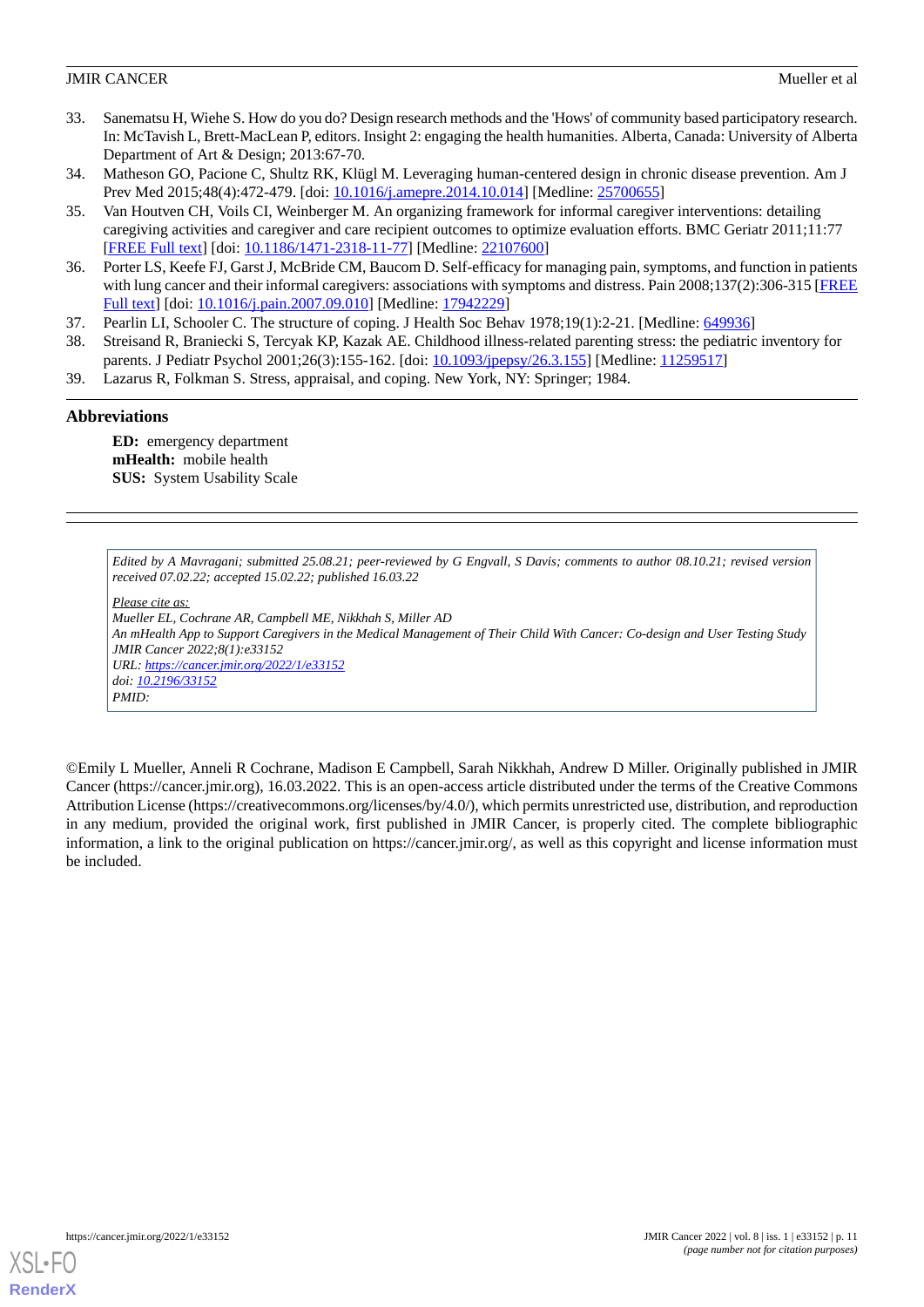33. Sanematsu H, Wiehe S. How do you do? Design research methods and the 'Hows' of community based participatory research. In: McTavish L, Brett-MacLean P, editors. Insight 2: engaging the health humanities. Alberta, Canada: University of Alberta Department of Art & Design; 2013:67-70.
34. Matheson GO, Pacione C, Shultz RK, Klügl M. Leveraging human-centered design in chronic disease prevention. Am J Prev Med 2015;48(4):472-479. [doi: 10.1016/j.amepre.2014.10.014] [Medline: 25700655]
35. Van Houtven CH, Voils CI, Weinberger M. An organizing framework for informal caregiver interventions: detailing caregiving activities and caregiver and care recipient outcomes to optimize evaluation efforts. BMC Geriatr 2011;11:77 [FREE Full text] [doi: 10.1186/1471-2318-11-77] [Medline: 22107600]
36. Porter LS, Keefe FJ, Garst J, McBride CM, Baucom D. Self-efficacy for managing pain, symptoms, and function in patients with lung cancer and their informal caregivers: associations with symptoms and distress. Pain 2008;137(2):306-315 [FREE Full text] [doi: 10.1016/j.pain.2007.09.010] [Medline: 17942229]
37. Pearlin LI, Schooler C. The structure of coping. J Health Soc Behav 1978;19(1):2-21. [Medline: 649936]
38. Streisand R, Braniecki S, Tercyak KP, Kazak AE. Childhood illness-related parenting stress: the pediatric inventory for parents. J Pediatr Psychol 2001;26(3):155-162. [doi: 10.1093/jpepsy/26.3.155] [Medline: 11259517]
39. Lazarus R, Folkman S. Stress, appraisal, and coping. New York, NY: Springer; 1984.

## Abbreviations

**ED:** emergency department
**mHealth:** mobile health
**SUS:** System Usability Scale

*Edited by A Mavragani; submitted 25.08.21; peer-reviewed by G Engvall, S Davis; comments to author 08.10.21; revised version received 07.02.22; accepted 15.02.22; published 16.03.22*

*Please cite as:*
*Mueller EL, Cochrane AR, Campbell ME, Nikkhah S, Miller AD*
*An mHealth App to Support Caregivers in the Medical Management of Their Child With Cancer: Co-design and User Testing Study*
*JMIR Cancer 2022;8(1):e33152*
*URL: https://cancer.jmir.org/2022/1/e33152*
*doi: 10.2196/33152*
*PMID:*

©Emily L Mueller, Anneli R Cochrane, Madison E Campbell, Sarah Nikkhah, Andrew D Miller. Originally published in JMIR Cancer (https://cancer.jmir.org), 16.03.2022. This is an open-access article distributed under the terms of the Creative Commons Attribution License (https://creativecommons.org/licenses/by/4.0/), which permits unrestricted use, distribution, and reproduction in any medium, provided the original work, first published in JMIR Cancer, is properly cited. The complete bibliographic information, a link to the original publication on https://cancer.jmir.org/, as well as this copyright and license information must be included.